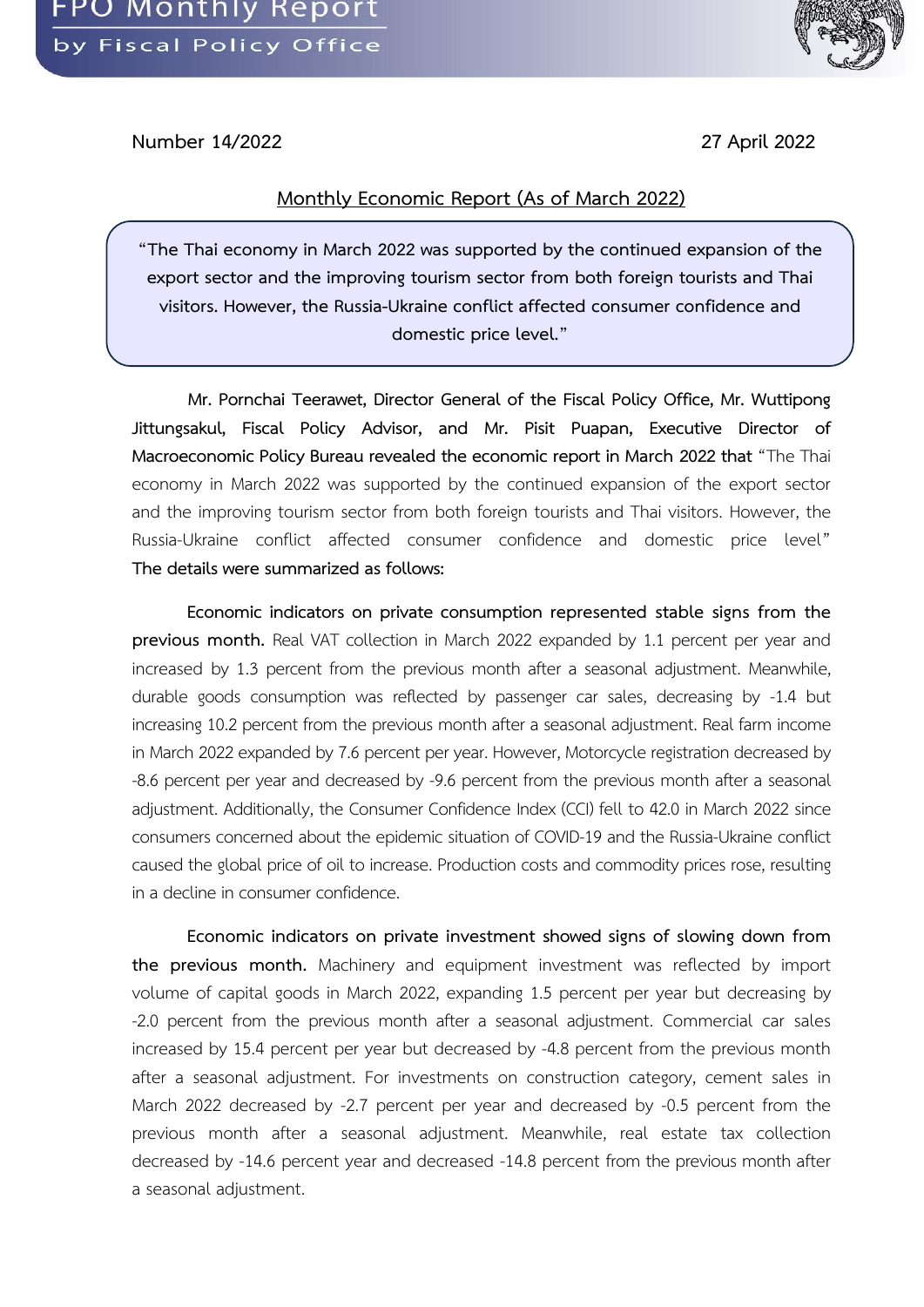Number 14/2022 27 April 2022

## Monthly Economic Report (As of March 2022)

> **"The Thai economy in March 2022 was supported by the continued expansion of the export sector and the improving tourism sector from both foreign tourists and Thai visitors. However, the Russia-Ukraine conflict affected consumer confidence and domestic price level."**

**Mr. Pornchai Teerawet, Director General of the Fiscal Policy Office, Mr. Wuttipong Jittungsakul, Fiscal Policy Advisor, and Mr. Pisit Puapan, Executive Director of Macroeconomic Policy Bureau revealed the economic report in March 2022 that** "The Thai economy in March 2022 was supported by the continued expansion of the export sector and the improving tourism sector from both foreign tourists and Thai visitors. However, the Russia-Ukraine conflict affected consumer confidence and domestic price level" **The details were summarized as follows:**

**Economic indicators on private consumption represented stable signs from the previous month.** Real VAT collection in March 2022 expanded by 1.1 percent per year and increased by 1.3 percent from the previous month after a seasonal adjustment. Meanwhile, durable goods consumption was reflected by passenger car sales, decreasing by -1.4 but increasing 10.2 percent from the previous month after a seasonal adjustment. Real farm income in March 2022 expanded by 7.6 percent per year. However, Motorcycle registration decreased by -8.6 percent per year and decreased by -9.6 percent from the previous month after a seasonal adjustment. Additionally, the Consumer Confidence Index (CCI) fell to 42.0 in March 2022 since consumers concerned about the epidemic situation of COVID-19 and the Russia-Ukraine conflict caused the global price of oil to increase. Production costs and commodity prices rose, resulting in a decline in consumer confidence.

**Economic indicators on private investment showed signs of slowing down from the previous month.** Machinery and equipment investment was reflected by import volume of capital goods in March 2022, expanding 1.5 percent per year but decreasing by -2.0 percent from the previous month after a seasonal adjustment. Commercial car sales increased by 15.4 percent per year but decreased by -4.8 percent from the previous month after a seasonal adjustment. For investments on construction category, cement sales in March 2022 decreased by -2.7 percent per year and decreased by -0.5 percent from the previous month after a seasonal adjustment. Meanwhile, real estate tax collection decreased by -14.6 percent year and decreased -14.8 percent from the previous month after a seasonal adjustment.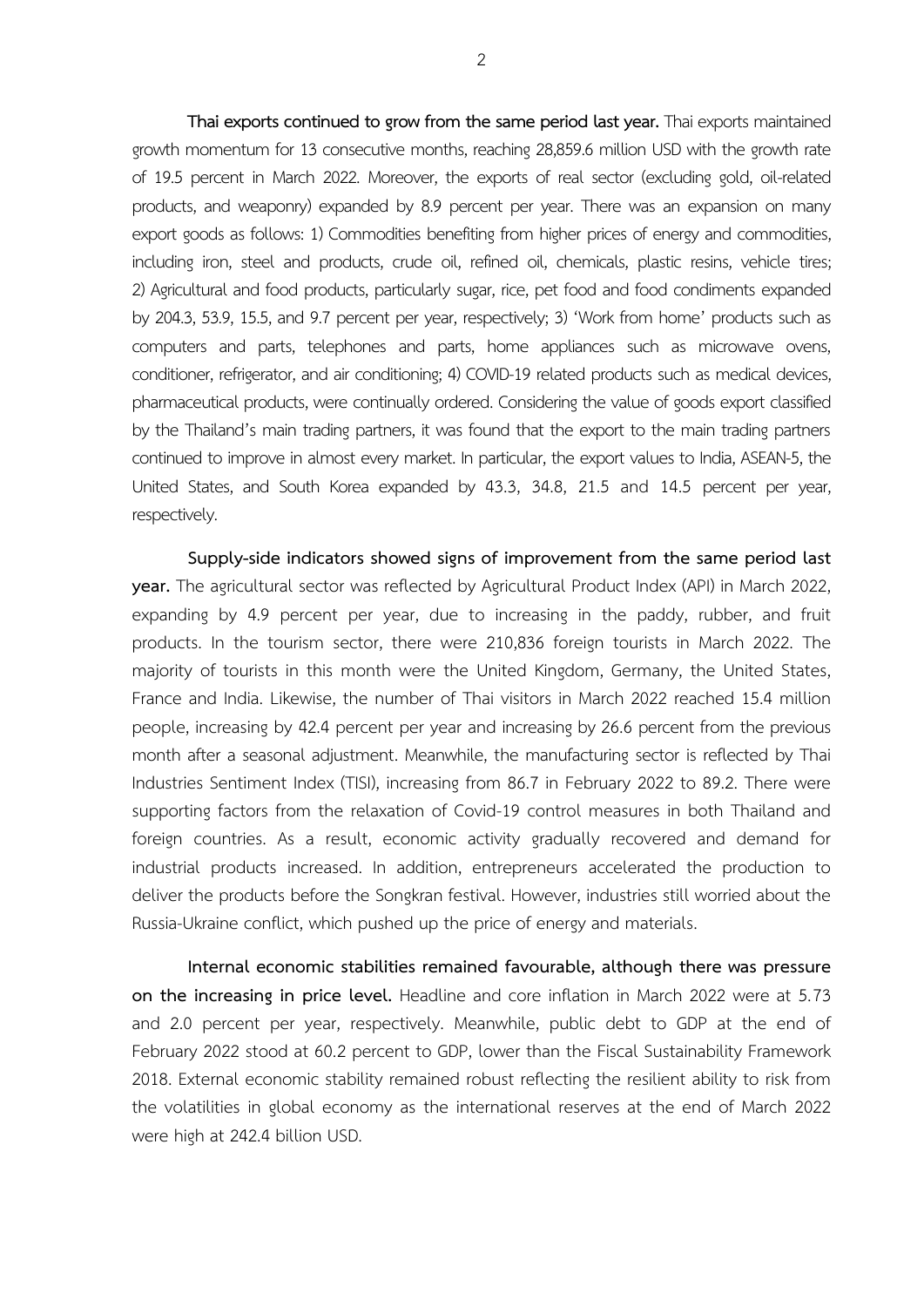**Thai exports continued to grow from the same period last year.** Thai exports maintained growth momentum for 13 consecutive months, reaching 28,859.6 million USD with the growth rate of 19.5 percent in March 2022. Moreover, the exports of real sector (excluding gold, oil-related products, and weaponry) expanded by 8.9 percent per year. There was an expansion on many export goods as follows: 1) Commodities benefiting from higher prices of energy and commodities, including iron, steel and products, crude oil, refined oil, chemicals, plastic resins, vehicle tires; 2) Agricultural and food products, particularly sugar, rice, pet food and food condiments expanded by 204.3, 53.9, 15.5, and 9.7 percent per year, respectively; 3) 'Work from home' products such as computers and parts, telephones and parts, home appliances such as microwave ovens, conditioner, refrigerator, and air conditioning; 4) COVID-19 related products such as medical devices, pharmaceutical products, were continually ordered. Considering the value of goods export classified by the Thailand's main trading partners, it was found that the export to the main trading partners continued to improve in almost every market. In particular, the export values to India, ASEAN-5, the United States, and South Korea expanded by 43.3, 34.8, 21.5 and 14.5 percent per year, respectively.

**Supply-side indicators showed signs of improvement from the same period last year.** The agricultural sector was reflected by Agricultural Product Index (API) in March 2022, expanding by 4.9 percent per year, due to increasing in the paddy, rubber, and fruit products. In the tourism sector, there were 210,836 foreign tourists in March 2022. The majority of tourists in this month were the United Kingdom, Germany, the United States, France and India. Likewise, the number of Thai visitors in March 2022 reached 15.4 million people, increasing by 42.4 percent per year and increasing by 26.6 percent from the previous month after a seasonal adjustment. Meanwhile, the manufacturing sector is reflected by Thai Industries Sentiment Index (TISI), increasing from 86.7 in February 2022 to 89.2. There were supporting factors from the relaxation of Covid-19 control measures in both Thailand and foreign countries. As a result, economic activity gradually recovered and demand for industrial products increased. In addition, entrepreneurs accelerated the production to deliver the products before the Songkran festival. However, industries still worried about the Russia-Ukraine conflict, which pushed up the price of energy and materials.

**Internal economic stabilities remained favourable, although there was pressure on the increasing in price level.** Headline and core inflation in March 2022 were at 5.73 and 2.0 percent per year, respectively. Meanwhile, public debt to GDP at the end of February 2022 stood at 60.2 percent to GDP, lower than the Fiscal Sustainability Framework 2018. External economic stability remained robust reflecting the resilient ability to risk from the volatilities in global economy as the international reserves at the end of March 2022 were high at 242.4 billion USD.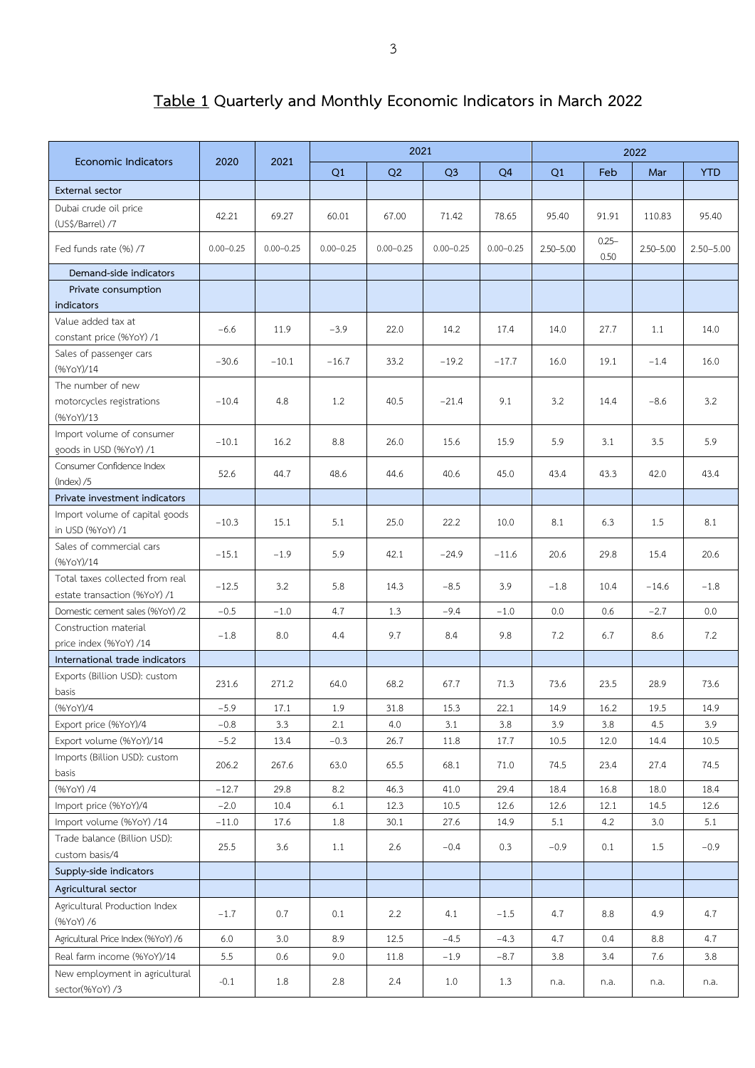## Table 1 Quarterly and Monthly Economic Indicators in March 2022

| Economic Indicators | 2020 | 2021 | 2021 | | | | 2022 | | | |
|---|---|---|---|---|---|---|---|---|---|---|
| | | | Q1 | Q2 | Q3 | Q4 | Q1 | Feb | Mar | YTD |
| **External sector** | | | | | | | | | | |
| Dubai crude oil price (US$/Barrel) /7 | 42.21 | 69.27 | 60.01 | 67.00 | 71.42 | 78.65 | 95.40 | 91.91 | 110.83 | 95.40 |
| Fed funds rate (%) /7 | 0.00–0.25 | 0.00–0.25 | 0.00–0.25 | 0.00–0.25 | 0.00–0.25 | 0.00–0.25 | 2.50–5.00 | 0.25–0.50 | 2.50–5.00 | 2.50–5.00 |
| **Demand-side indicators** | | | | | | | | | | |
| **Private consumption indicators** | | | | | | | | | | |
| Value added tax at constant price (%YoY) /1 | −6.6 | 11.9 | −3.9 | 22.0 | 14.2 | 17.4 | 14.0 | 27.7 | 1.1 | 14.0 |
| Sales of passenger cars (%YoY)/14 | −30.6 | −10.1 | −16.7 | 33.2 | −19.2 | −17.7 | 16.0 | 19.1 | −1.4 | 16.0 |
| The number of new motorcycles registrations (%YoY)/13 | −10.4 | 4.8 | 1.2 | 40.5 | −21.4 | 9.1 | 3.2 | 14.4 | −8.6 | 3.2 |
| Import volume of consumer goods in USD (%YoY) /1 | −10.1 | 16.2 | 8.8 | 26.0 | 15.6 | 15.9 | 5.9 | 3.1 | 3.5 | 5.9 |
| Consumer Confidence Index (Index) /5 | 52.6 | 44.7 | 48.6 | 44.6 | 40.6 | 45.0 | 43.4 | 43.3 | 42.0 | 43.4 |
| **Private investment indicators** | | | | | | | | | | |
| Import volume of capital goods in USD (%YoY) /1 | −10.3 | 15.1 | 5.1 | 25.0 | 22.2 | 10.0 | 8.1 | 6.3 | 1.5 | 8.1 |
| Sales of commercial cars (%YoY)/14 | −15.1 | −1.9 | 5.9 | 42.1 | −24.9 | −11.6 | 20.6 | 29.8 | 15.4 | 20.6 |
| Total taxes collected from real estate transaction (%YoY) /1 | −12.5 | 3.2 | 5.8 | 14.3 | −8.5 | 3.9 | −1.8 | 10.4 | −14.6 | −1.8 |
| Domestic cement sales (%YoY) /2 | −0.5 | −1.0 | 4.7 | 1.3 | −9.4 | −1.0 | 0.0 | 0.6 | −2.7 | 0.0 |
| Construction material price index (%YoY) /14 | −1.8 | 8.0 | 4.4 | 9.7 | 8.4 | 9.8 | 7.2 | 6.7 | 8.6 | 7.2 |
| **International trade indicators** | | | | | | | | | | |
| Exports (Billion USD): custom basis | 231.6 | 271.2 | 64.0 | 68.2 | 67.7 | 71.3 | 73.6 | 23.5 | 28.9 | 73.6 |
| (%YoY)/4 | −5.9 | 17.1 | 1.9 | 31.8 | 15.3 | 22.1 | 14.9 | 16.2 | 19.5 | 14.9 |
| Export price (%YoY)/4 | −0.8 | 3.3 | 2.1 | 4.0 | 3.1 | 3.8 | 3.9 | 3.8 | 4.5 | 3.9 |
| Export volume (%YoY)/14 | −5.2 | 13.4 | −0.3 | 26.7 | 11.8 | 17.7 | 10.5 | 12.0 | 14.4 | 10.5 |
| Imports (Billion USD): custom basis | 206.2 | 267.6 | 63.0 | 65.5 | 68.1 | 71.0 | 74.5 | 23.4 | 27.4 | 74.5 |
| (%YoY) /4 | −12.7 | 29.8 | 8.2 | 46.3 | 41.0 | 29.4 | 18.4 | 16.8 | 18.0 | 18.4 |
| Import price (%YoY)/4 | −2.0 | 10.4 | 6.1 | 12.3 | 10.5 | 12.6 | 12.6 | 12.1 | 14.5 | 12.6 |
| Import volume (%YoY) /14 | −11.0 | 17.6 | 1.8 | 30.1 | 27.6 | 14.9 | 5.1 | 4.2 | 3.0 | 5.1 |
| Trade balance (Billion USD): custom basis/4 | 25.5 | 3.6 | 1.1 | 2.6 | −0.4 | 0.3 | −0.9 | 0.1 | 1.5 | −0.9 |
| **Supply-side indicators** | | | | | | | | | | |
| **Agricultural sector** | | | | | | | | | | |
| Agricultural Production Index (%YoY) /6 | −1.7 | 0.7 | 0.1 | 2.2 | 4.1 | −1.5 | 4.7 | 8.8 | 4.9 | 4.7 |
| Agricultural Price Index (%YoY) /6 | 6.0 | 3.0 | 8.9 | 12.5 | −4.5 | −4.3 | 4.7 | 0.4 | 8.8 | 4.7 |
| Real farm income (%YoY)/14 | 5.5 | 0.6 | 9.0 | 11.8 | −1.9 | −8.7 | 3.8 | 3.4 | 7.6 | 3.8 |
| New employment in agricultural sector(%YoY) /3 | -0.1 | 1.8 | 2.8 | 2.4 | 1.0 | 1.3 | n.a. | n.a. | n.a. | n.a. |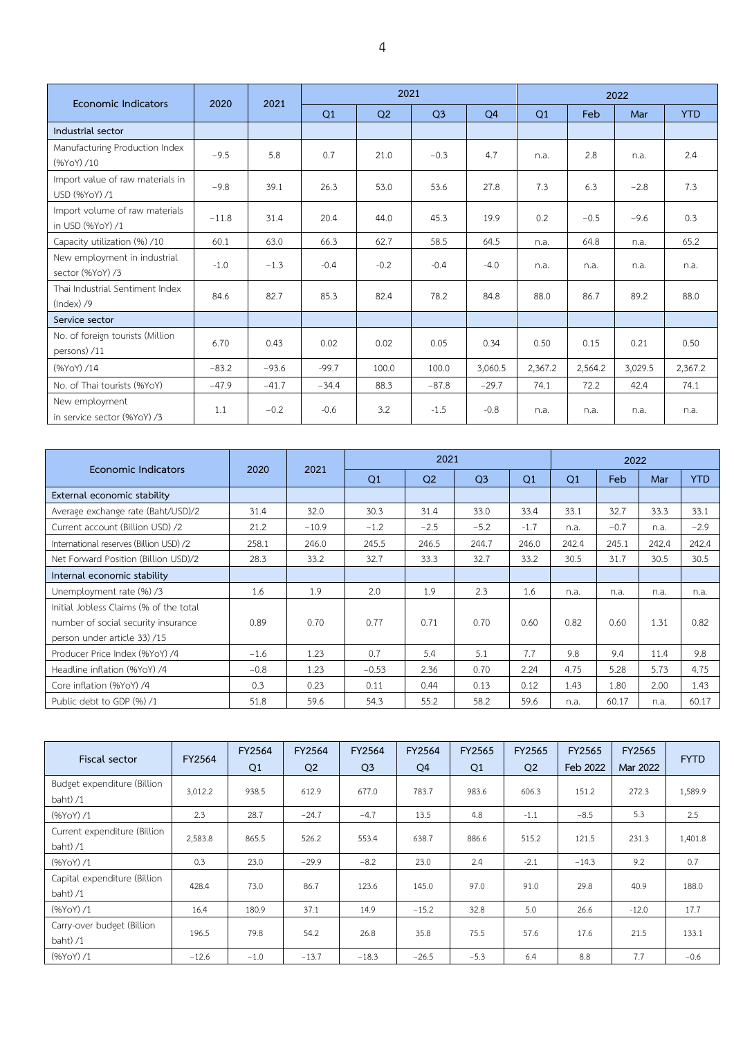| Economic Indicators | 2020 | 2021 | 2021 | | | | 2022 | | | |
|---|---|---|---|---|---|---|---|---|---|---|
| | | | Q1 | Q2 | Q3 | Q4 | Q1 | Feb | Mar | YTD |
| **Industrial sector** | | | | | | | | | | |
| Manufacturing Production Index (%YoY) /10 | −9.5 | 5.8 | 0.7 | 21.0 | −0.3 | 4.7 | n.a. | 2.8 | n.a. | 2.4 |
| Import value of raw materials in USD (%YoY) /1 | −9.8 | 39.1 | 26.3 | 53.0 | 53.6 | 27.8 | 7.3 | 6.3 | −2.8 | 7.3 |
| Import volume of raw materials in USD (%YoY) /1 | −11.8 | 31.4 | 20.4 | 44.0 | 45.3 | 19.9 | 0.2 | −0.5 | −9.6 | 0.3 |
| Capacity utilization (%) /10 | 60.1 | 63.0 | 66.3 | 62.7 | 58.5 | 64.5 | n.a. | 64.8 | n.a. | 65.2 |
| New employment in industrial sector (%YoY) /3 | −1.0 | −1.3 | -0.4 | -0.2 | -0.4 | -4.0 | n.a. | n.a. | n.a. | n.a. |
| Thai Industrial Sentiment Index (Index) /9 | 84.6 | 82.7 | 85.3 | 82.4 | 78.2 | 84.8 | 88.0 | 86.7 | 89.2 | 88.0 |
| **Service sector** | | | | | | | | | | |
| No. of foreign tourists (Million persons) /11 | 6.70 | 0.43 | 0.02 | 0.02 | 0.05 | 0.34 | 0.50 | 0.15 | 0.21 | 0.50 |
| (%YoY) /14 | −83.2 | −93.6 | -99.7 | 100.0 | 100.0 | 3,060.5 | 2,367.2 | 2,564.2 | 3,029.5 | 2,367.2 |
| No. of Thai tourists (%YoY) | −47.9 | −41.7 | −34.4 | 88.3 | −87.8 | −29.7 | 74.1 | 72.2 | 42.4 | 74.1 |
| New employment in service sector (%YoY) /3 | 1.1 | −0.2 | -0.6 | 3.2 | -1.5 | -0.8 | n.a. | n.a. | n.a. | n.a. |

| Economic Indicators | 2020 | 2021 | 2021 | | | | 2022 | | | |
|---|---|---|---|---|---|---|---|---|---|---|
| | | | Q1 | Q2 | Q3 | Q1 | Q1 | Feb | Mar | YTD |
| **External economic stability** | | | | | | | | | | |
| Average exchange rate (Baht/USD)/2 | 31.4 | 32.0 | 30.3 | 31.4 | 33.0 | 33.4 | 33.1 | 32.7 | 33.3 | 33.1 |
| Current account (Billion USD) /2 | 21.2 | −10.9 | −1.2 | −2.5 | −5.2 | −1.7 | n.a. | −0.7 | n.a. | −2.9 |
| International reserves (Billion USD) /2 | 258.1 | 246.0 | 245.5 | 246.5 | 244.7 | 246.0 | 242.4 | 245.1 | 242.4 | 242.4 |
| Net Forward Position (Billion USD)/2 | 28.3 | 33.2 | 32.7 | 33.3 | 32.7 | 33.2 | 30.5 | 31.7 | 30.5 | 30.5 |
| **Internal economic stability** | | | | | | | | | | |
| Unemployment rate (%) /3 | 1.6 | 1.9 | 2.0 | 1.9 | 2.3 | 1.6 | n.a. | n.a. | n.a. | n.a. |
| Initial Jobless Claims (% of the total number of social security insurance person under article 33) /15 | 0.89 | 0.70 | 0.77 | 0.71 | 0.70 | 0.60 | 0.82 | 0.60 | 1.31 | 0.82 |
| Producer Price Index (%YoY) /4 | −1.6 | 1.23 | 0.7 | 5.4 | 5.1 | 7.7 | 9.8 | 9.4 | 11.4 | 9.8 |
| Headline inflation (%YoY) /4 | −0.8 | 1.23 | −0.53 | 2.36 | 0.70 | 2.24 | 4.75 | 5.28 | 5.73 | 4.75 |
| Core inflation (%YoY) /4 | 0.3 | 0.23 | 0.11 | 0.44 | 0.13 | 0.12 | 1.43 | 1.80 | 2.00 | 1.43 |
| Public debt to GDP (%) /1 | 51.8 | 59.6 | 54.3 | 55.2 | 58.2 | 59.6 | n.a. | 60.17 | n.a. | 60.17 |

| Fiscal sector | FY2564 | FY2564 Q1 | FY2564 Q2 | FY2564 Q3 | FY2564 Q4 | FY2565 Q1 | FY2565 Q2 | FY2565 Feb 2022 | FY2565 Mar 2022 | FYTD |
|---|---|---|---|---|---|---|---|---|---|---|
| Budget expenditure (Billion baht) /1 | 3,012.2 | 938.5 | 612.9 | 677.0 | 783.7 | 983.6 | 606.3 | 151.2 | 272.3 | 1,589.9 |
| (%YoY) /1 | 2.3 | 28.7 | −24.7 | −4.7 | 13.5 | 4.8 | −1.1 | −8.5 | 5.3 | 2.5 |
| Current expenditure (Billion baht) /1 | 2,583.8 | 865.5 | 526.2 | 553.4 | 638.7 | 886.6 | 515.2 | 121.5 | 231.3 | 1,401.8 |
| (%YoY) /1 | 0.3 | 23.0 | −29.9 | −8.2 | 23.0 | 2.4 | −2.1 | −14.3 | 9.2 | 0.7 |
| Capital expenditure (Billion baht) /1 | 428.4 | 73.0 | 86.7 | 123.6 | 145.0 | 97.0 | 91.0 | 29.8 | 40.9 | 188.0 |
| (%YoY) /1 | 16.4 | 180.9 | 37.1 | 14.9 | −15.2 | 32.8 | 5.0 | 26.6 | -12.0 | 17.7 |
| Carry-over budget (Billion baht) /1 | 196.5 | 79.8 | 54.2 | 26.8 | 35.8 | 75.5 | 57.6 | 17.6 | 21.5 | 133.1 |
| (%YoY) /1 | −12.6 | −1.0 | −13.7 | −18.3 | −26.5 | −5.3 | 6.4 | 8.8 | 7.7 | −0.6 |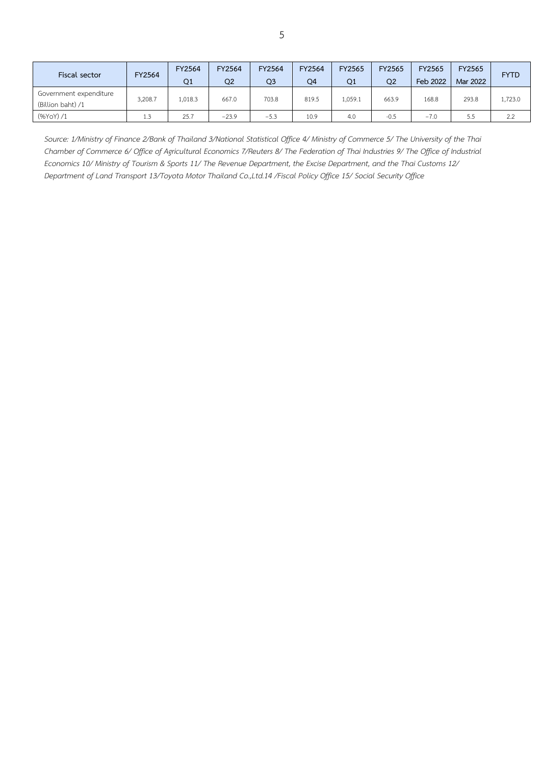| Fiscal sector | FY2564 | FY2564 Q1 | FY2564 Q2 | FY2564 Q3 | FY2564 Q4 | FY2565 Q1 | FY2565 Q2 | FY2565 Feb 2022 | FY2565 Mar 2022 | FYTD |
|---|---|---|---|---|---|---|---|---|---|---|
| Government expenditure (Billion baht) /1 | 3,208.7 | 1,018.3 | 667.0 | 703.8 | 819.5 | 1,059.1 | 663.9 | 168.8 | 293.8 | 1,723.0 |
| (%YoY) /1 | 1.3 | 25.7 | −23.9 | −5.3 | 10.9 | 4.0 | -0.5 | −7.0 | 5.5 | 2.2 |

*Source: 1/Ministry of Finance 2/Bank of Thailand 3/National Statistical Office 4/ Ministry of Commerce 5/ The University of the Thai Chamber of Commerce 6/ Office of Agricultural Economics 7/Reuters 8/ The Federation of Thai Industries 9/ The Office of Industrial Economics 10/ Ministry of Tourism & Sports 11/ The Revenue Department, the Excise Department, and the Thai Customs 12/ Department of Land Transport 13/Toyota Motor Thailand Co.,Ltd.14 /Fiscal Policy Office 15/ Social Security Office*